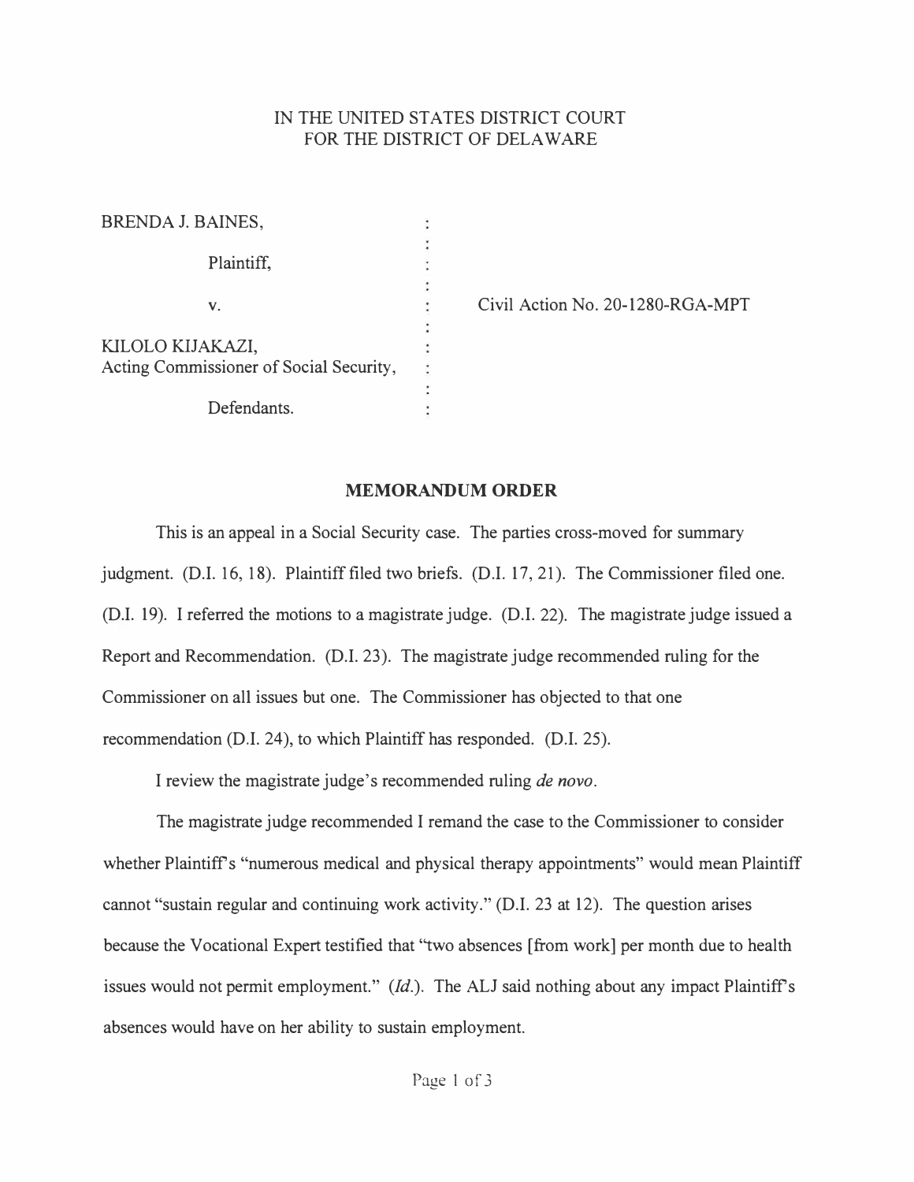IN THE UNITED STATES DISTRICT COURT
FOR THE DISTRICT OF DELAWARE

BRENDA J. BAINES,

Plaintiff,

v.

KILOLO KIJAKAZI,
Acting Commissioner of Social Security,

Defendants.

Civil Action No. 20-1280-RGA-MPT

## MEMORANDUM ORDER

This is an appeal in a Social Security case. The parties cross-moved for summary judgment. (D.I. 16, 18). Plaintiff filed two briefs. (D.I. 17, 21). The Commissioner filed one. (D.I. 19). I referred the motions to a magistrate judge. (D.I. 22). The magistrate judge issued a Report and Recommendation. (D.I. 23). The magistrate judge recommended ruling for the Commissioner on all issues but one. The Commissioner has objected to that one recommendation (D.I. 24), to which Plaintiff has responded. (D.I. 25).

I review the magistrate judge's recommended ruling *de novo*.

The magistrate judge recommended I remand the case to the Commissioner to consider whether Plaintiff's "numerous medical and physical therapy appointments" would mean Plaintiff cannot "sustain regular and continuing work activity." (D.I. 23 at 12). The question arises because the Vocational Expert testified that "two absences [from work] per month due to health issues would not permit employment." (*Id.*). The ALJ said nothing about any impact Plaintiff's absences would have on her ability to sustain employment.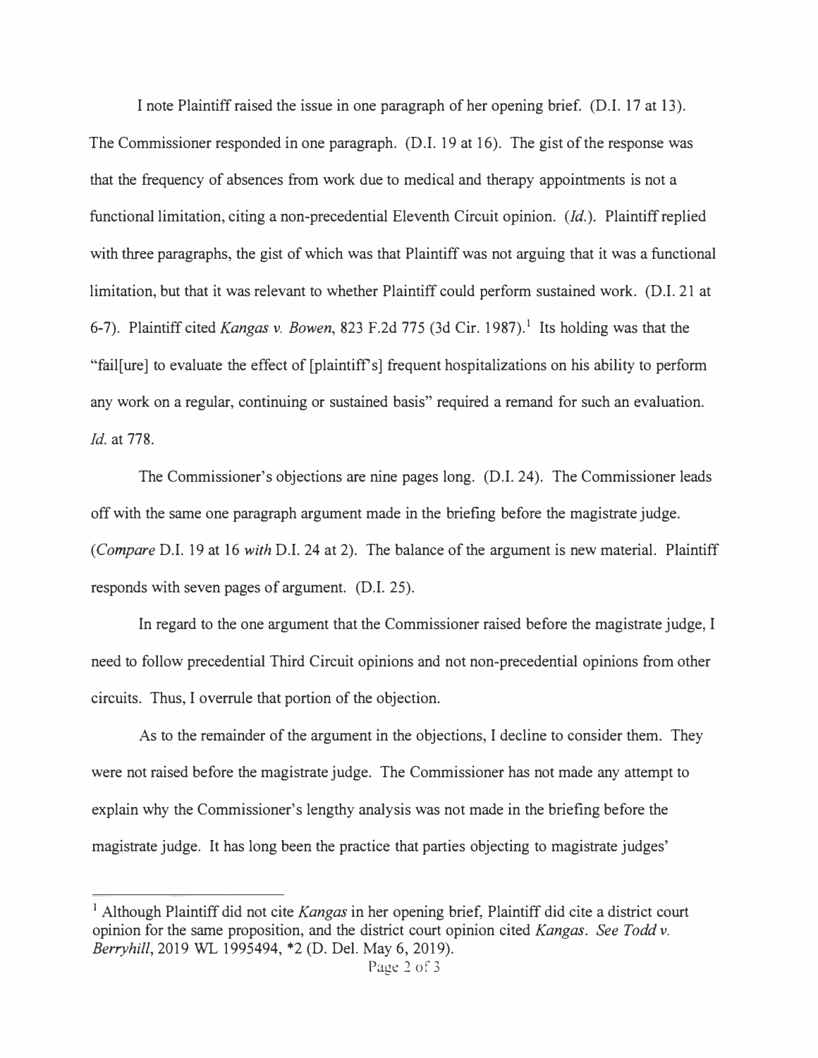I note Plaintiff raised the issue in one paragraph of her opening brief. (D.I. 17 at 13). The Commissioner responded in one paragraph. (D.I. 19 at 16). The gist of the response was that the frequency of absences from work due to medical and therapy appointments is not a functional limitation, citing a non-precedential Eleventh Circuit opinion. (*Id.*). Plaintiff replied with three paragraphs, the gist of which was that Plaintiff was not arguing that it was a functional limitation, but that it was relevant to whether Plaintiff could perform sustained work. (D.I. 21 at 6-7). Plaintiff cited *Kangas v. Bowen*, 823 F.2d 775 (3d Cir. 1987).[1] Its holding was that the "fail[ure] to evaluate the effect of [plaintiff's] frequent hospitalizations on his ability to perform any work on a regular, continuing or sustained basis" required a remand for such an evaluation. *Id.* at 778.

The Commissioner's objections are nine pages long. (D.I. 24). The Commissioner leads off with the same one paragraph argument made in the briefing before the magistrate judge. (*Compare* D.I. 19 at 16 *with* D.I. 24 at 2). The balance of the argument is new material. Plaintiff responds with seven pages of argument. (D.I. 25).

In regard to the one argument that the Commissioner raised before the magistrate judge, I need to follow precedential Third Circuit opinions and not non-precedential opinions from other circuits. Thus, I overrule that portion of the objection.

As to the remainder of the argument in the objections, I decline to consider them. They were not raised before the magistrate judge. The Commissioner has not made any attempt to explain why the Commissioner's lengthy analysis was not made in the briefing before the magistrate judge. It has long been the practice that parties objecting to magistrate judges'

[1] Although Plaintiff did not cite *Kangas* in her opening brief, Plaintiff did cite a district court opinion for the same proposition, and the district court opinion cited *Kangas*. *See Todd v. Berryhill*, 2019 WL 1995494, *2 (D. Del. May 6, 2019).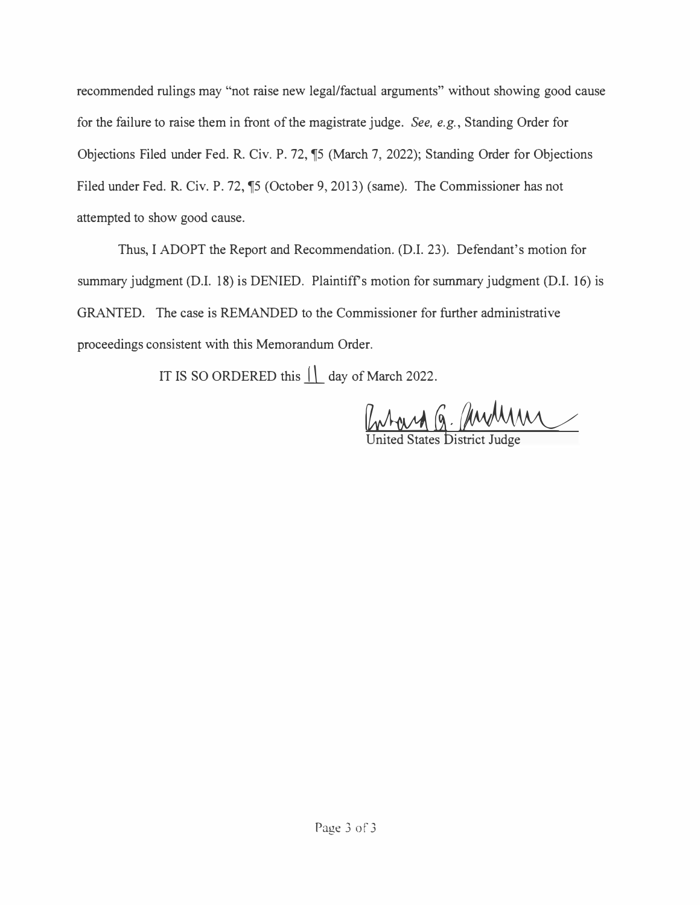recommended rulings may "not raise new legal/factual arguments" without showing good cause for the failure to raise them in front of the magistrate judge. *See, e.g.*, Standing Order for Objections Filed under Fed. R. Civ. P. 72, ¶5 (March 7, 2022); Standing Order for Objections Filed under Fed. R. Civ. P. 72, ¶5 (October 9, 2013) (same). The Commissioner has not attempted to show good cause.

Thus, I ADOPT the Report and Recommendation. (D.I. 23). Defendant's motion for summary judgment (D.I. 18) is DENIED. Plaintiff's motion for summary judgment (D.I. 16) is GRANTED. The case is REMANDED to the Commissioner for further administrative proceedings consistent with this Memorandum Order.

IT IS SO ORDERED this 11 day of March 2022.

United States District Judge